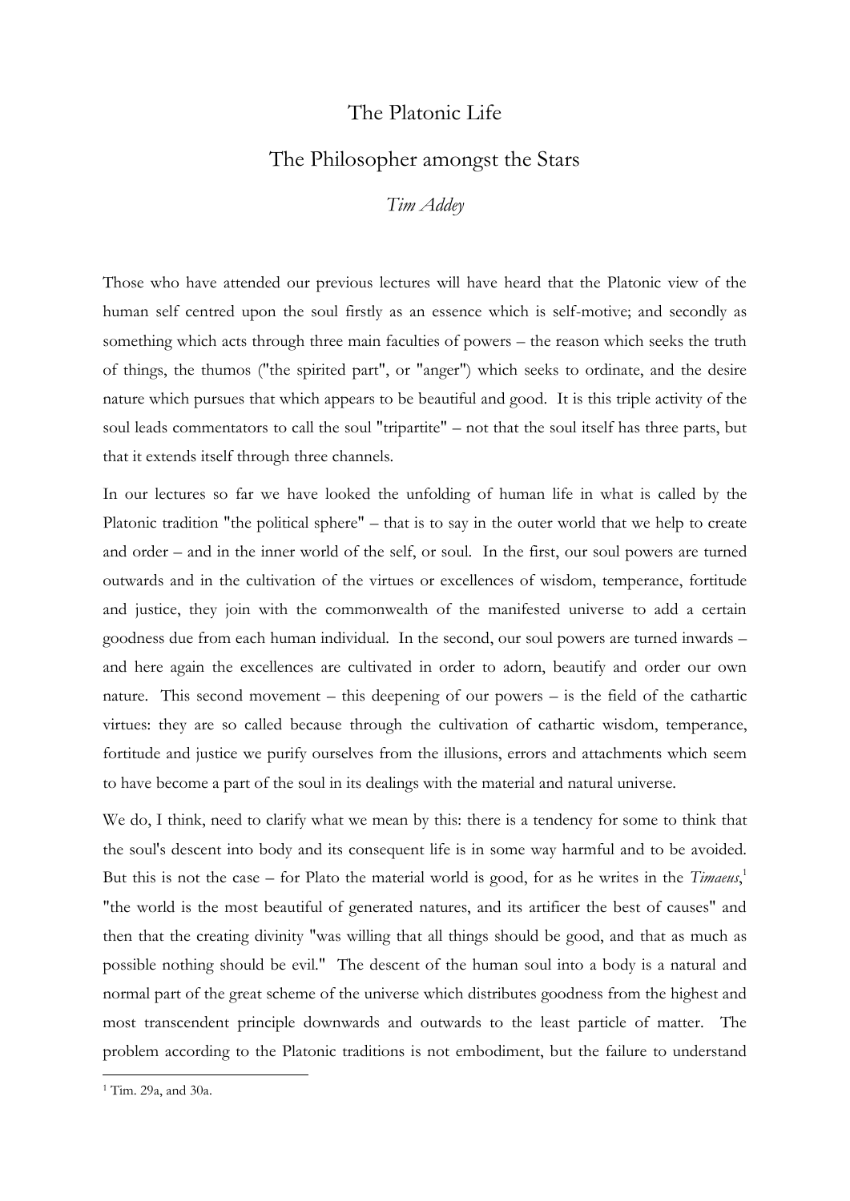# The Platonic Life

## The Philosopher amongst the Stars

*Tim Addey*

Those who have attended our previous lectures will have heard that the Platonic view of the human self centred upon the soul firstly as an essence which is self-motive; and secondly as something which acts through three main faculties of powers – the reason which seeks the truth of things, the thumos ("the spirited part", or "anger") which seeks to ordinate, and the desire nature which pursues that which appears to be beautiful and good. It is this triple activity of the soul leads commentators to call the soul "tripartite" – not that the soul itself has three parts, but that it extends itself through three channels.

In our lectures so far we have looked the unfolding of human life in what is called by the Platonic tradition "the political sphere" – that is to say in the outer world that we help to create and order – and in the inner world of the self, or soul. In the first, our soul powers are turned outwards and in the cultivation of the virtues or excellences of wisdom, temperance, fortitude and justice, they join with the commonwealth of the manifested universe to add a certain goodness due from each human individual. In the second, our soul powers are turned inwards – and here again the excellences are cultivated in order to adorn, beautify and order our own nature. This second movement – this deepening of our powers – is the field of the cathartic virtues: they are so called because through the cultivation of cathartic wisdom, temperance, fortitude and justice we purify ourselves from the illusions, errors and attachments which seem to have become a part of the soul in its dealings with the material and natural universe.

We do, I think, need to clarify what we mean by this: there is a tendency for some to think that the soul's descent into body and its consequent life is in some way harmful and to be avoided. But this is not the case – for Plato the material world is good, for as he writes in the *Timaeus*,[1] "the world is the most beautiful of generated natures, and its artificer the best of causes" and then that the creating divinity "was willing that all things should be good, and that as much as possible nothing should be evil." The descent of the human soul into a body is a natural and normal part of the great scheme of the universe which distributes goodness from the highest and most transcendent principle downwards and outwards to the least particle of matter. The problem according to the Platonic traditions is not embodiment, but the failure to understand

[1] Tim. 29a, and 30a.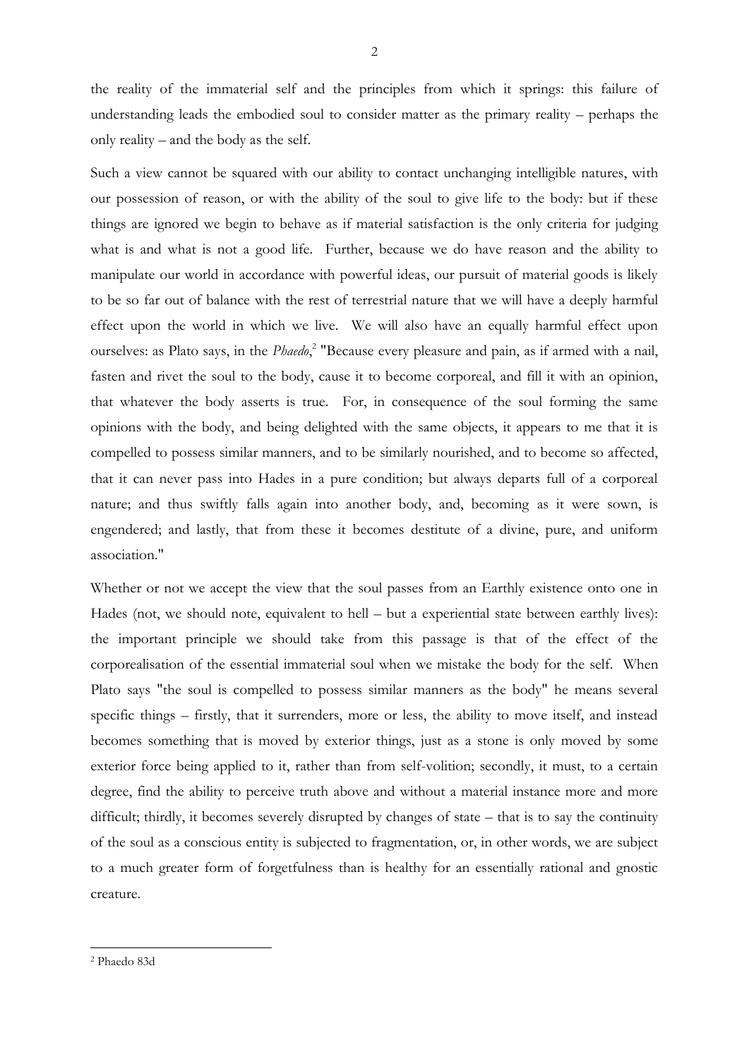the reality of the immaterial self and the principles from which it springs: this failure of understanding leads the embodied soul to consider matter as the primary reality – perhaps the only reality – and the body as the self.

Such a view cannot be squared with our ability to contact unchanging intelligible natures, with our possession of reason, or with the ability of the soul to give life to the body: but if these things are ignored we begin to behave as if material satisfaction is the only criteria for judging what is and what is not a good life. Further, because we do have reason and the ability to manipulate our world in accordance with powerful ideas, our pursuit of material goods is likely to be so far out of balance with the rest of terrestrial nature that we will have a deeply harmful effect upon the world in which we live. We will also have an equally harmful effect upon ourselves: as Plato says, in the *Phaedo*,[2] "Because every pleasure and pain, as if armed with a nail, fasten and rivet the soul to the body, cause it to become corporeal, and fill it with an opinion, that whatever the body asserts is true. For, in consequence of the soul forming the same opinions with the body, and being delighted with the same objects, it appears to me that it is compelled to possess similar manners, and to be similarly nourished, and to become so affected, that it can never pass into Hades in a pure condition; but always departs full of a corporeal nature; and thus swiftly falls again into another body, and, becoming as it were sown, is engendered; and lastly, that from these it becomes destitute of a divine, pure, and uniform association."

Whether or not we accept the view that the soul passes from an Earthly existence onto one in Hades (not, we should note, equivalent to hell – but a experiential state between earthly lives): the important principle we should take from this passage is that of the effect of the corporealisation of the essential immaterial soul when we mistake the body for the self. When Plato says "the soul is compelled to possess similar manners as the body" he means several specific things – firstly, that it surrenders, more or less, the ability to move itself, and instead becomes something that is moved by exterior things, just as a stone is only moved by some exterior force being applied to it, rather than from self-volition; secondly, it must, to a certain degree, find the ability to perceive truth above and without a material instance more and more difficult; thirdly, it becomes severely disrupted by changes of state – that is to say the continuity of the soul as a conscious entity is subjected to fragmentation, or, in other words, we are subject to a much greater form of forgetfulness than is healthy for an essentially rational and gnostic creature.

---

[2] Phaedo 83d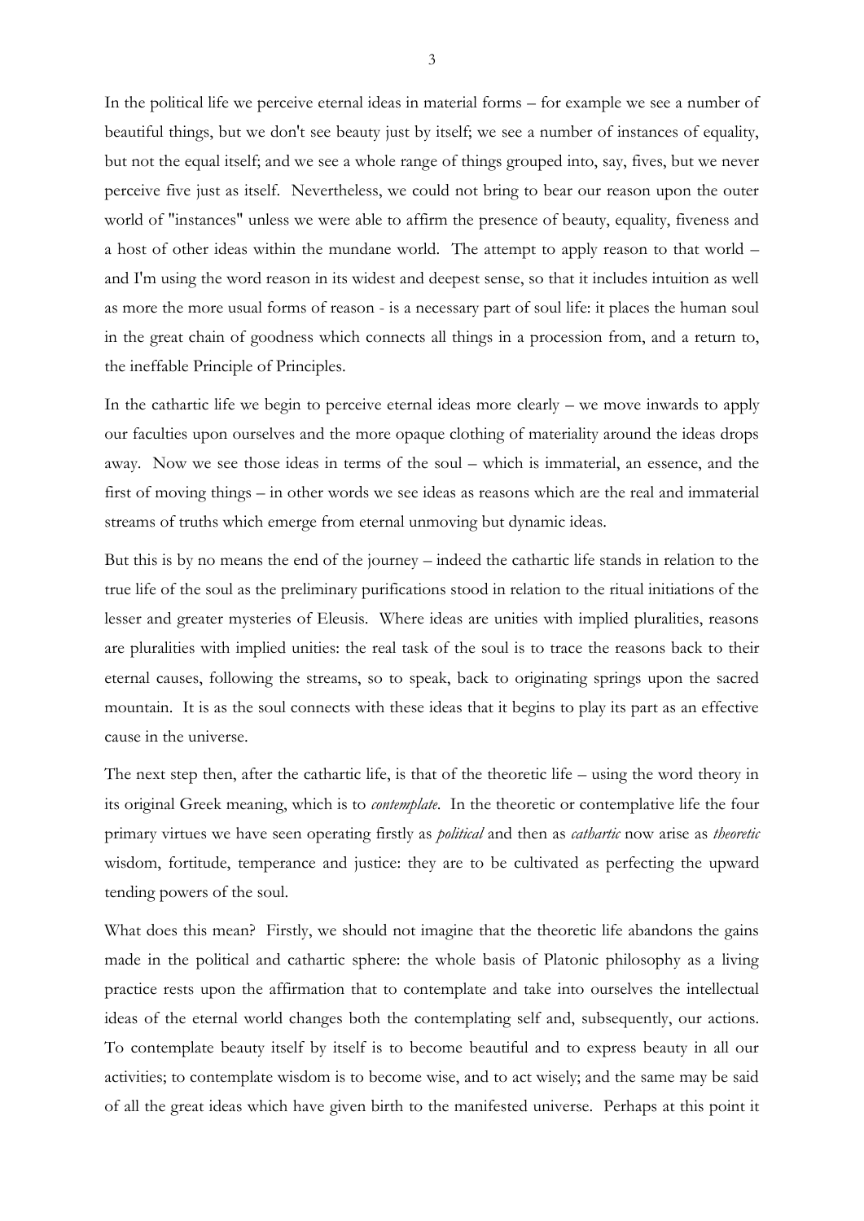In the political life we perceive eternal ideas in material forms – for example we see a number of beautiful things, but we don't see beauty just by itself; we see a number of instances of equality, but not the equal itself; and we see a whole range of things grouped into, say, fives, but we never perceive five just as itself. Nevertheless, we could not bring to bear our reason upon the outer world of "instances" unless we were able to affirm the presence of beauty, equality, fiveness and a host of other ideas within the mundane world. The attempt to apply reason to that world – and I'm using the word reason in its widest and deepest sense, so that it includes intuition as well as more the more usual forms of reason - is a necessary part of soul life: it places the human soul in the great chain of goodness which connects all things in a procession from, and a return to, the ineffable Principle of Principles.

In the cathartic life we begin to perceive eternal ideas more clearly – we move inwards to apply our faculties upon ourselves and the more opaque clothing of materiality around the ideas drops away. Now we see those ideas in terms of the soul – which is immaterial, an essence, and the first of moving things – in other words we see ideas as reasons which are the real and immaterial streams of truths which emerge from eternal unmoving but dynamic ideas.

But this is by no means the end of the journey – indeed the cathartic life stands in relation to the true life of the soul as the preliminary purifications stood in relation to the ritual initiations of the lesser and greater mysteries of Eleusis. Where ideas are unities with implied pluralities, reasons are pluralities with implied unities: the real task of the soul is to trace the reasons back to their eternal causes, following the streams, so to speak, back to originating springs upon the sacred mountain. It is as the soul connects with these ideas that it begins to play its part as an effective cause in the universe.

The next step then, after the cathartic life, is that of the theoretic life – using the word theory in its original Greek meaning, which is to *contemplate*. In the theoretic or contemplative life the four primary virtues we have seen operating firstly as *political* and then as *cathartic* now arise as *theoretic* wisdom, fortitude, temperance and justice: they are to be cultivated as perfecting the upward tending powers of the soul.

What does this mean? Firstly, we should not imagine that the theoretic life abandons the gains made in the political and cathartic sphere: the whole basis of Platonic philosophy as a living practice rests upon the affirmation that to contemplate and take into ourselves the intellectual ideas of the eternal world changes both the contemplating self and, subsequently, our actions. To contemplate beauty itself by itself is to become beautiful and to express beauty in all our activities; to contemplate wisdom is to become wise, and to act wisely; and the same may be said of all the great ideas which have given birth to the manifested universe. Perhaps at this point it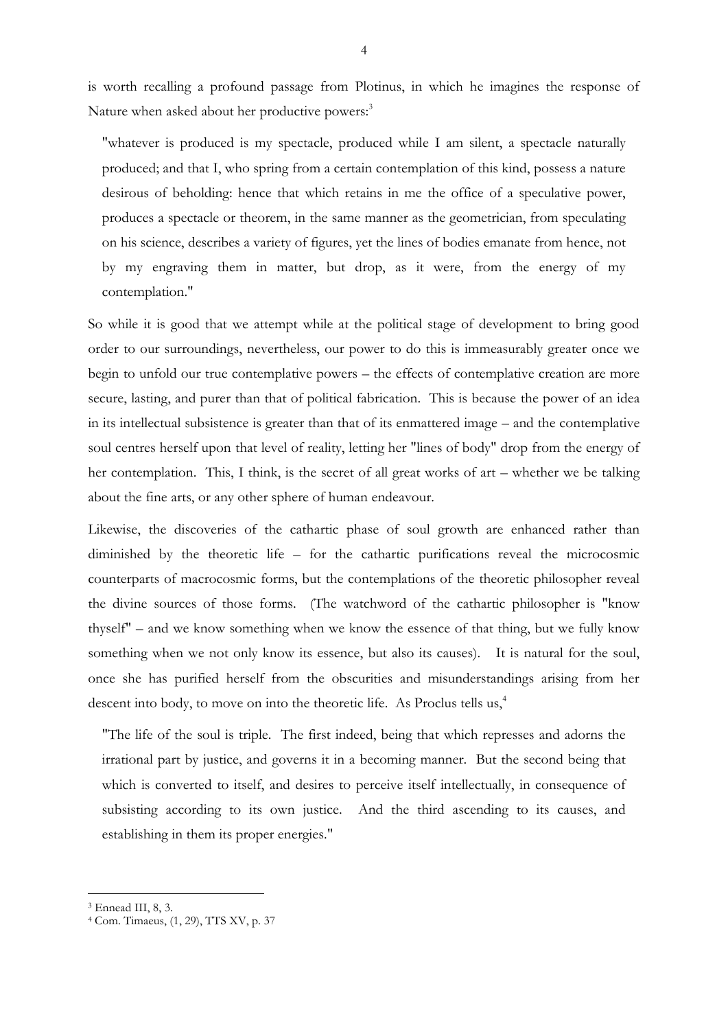is worth recalling a profound passage from Plotinus, in which he imagines the response of Nature when asked about her productive powers:[3]

> "whatever is produced is my spectacle, produced while I am silent, a spectacle naturally produced; and that I, who spring from a certain contemplation of this kind, possess a nature desirous of beholding: hence that which retains in me the office of a speculative power, produces a spectacle or theorem, in the same manner as the geometrician, from speculating on his science, describes a variety of figures, yet the lines of bodies emanate from hence, not by my engraving them in matter, but drop, as it were, from the energy of my contemplation."

So while it is good that we attempt while at the political stage of development to bring good order to our surroundings, nevertheless, our power to do this is immeasurably greater once we begin to unfold our true contemplative powers – the effects of contemplative creation are more secure, lasting, and purer than that of political fabrication. This is because the power of an idea in its intellectual subsistence is greater than that of its enmattered image – and the contemplative soul centres herself upon that level of reality, letting her "lines of body" drop from the energy of her contemplation. This, I think, is the secret of all great works of art – whether we be talking about the fine arts, or any other sphere of human endeavour.

Likewise, the discoveries of the cathartic phase of soul growth are enhanced rather than diminished by the theoretic life – for the cathartic purifications reveal the microcosmic counterparts of macrocosmic forms, but the contemplations of the theoretic philosopher reveal the divine sources of those forms. (The watchword of the cathartic philosopher is "know thyself" – and we know something when we know the essence of that thing, but we fully know something when we not only know its essence, but also its causes). It is natural for the soul, once she has purified herself from the obscurities and misunderstandings arising from her descent into body, to move on into the theoretic life. As Proclus tells us,[4]

> "The life of the soul is triple. The first indeed, being that which represses and adorns the irrational part by justice, and governs it in a becoming manner. But the second being that which is converted to itself, and desires to perceive itself intellectually, in consequence of subsisting according to its own justice. And the third ascending to its causes, and establishing in them its proper energies."

---

[3] Ennead III, 8, 3.

[4] Com. Timaeus, (1, 29), TTS XV, p. 37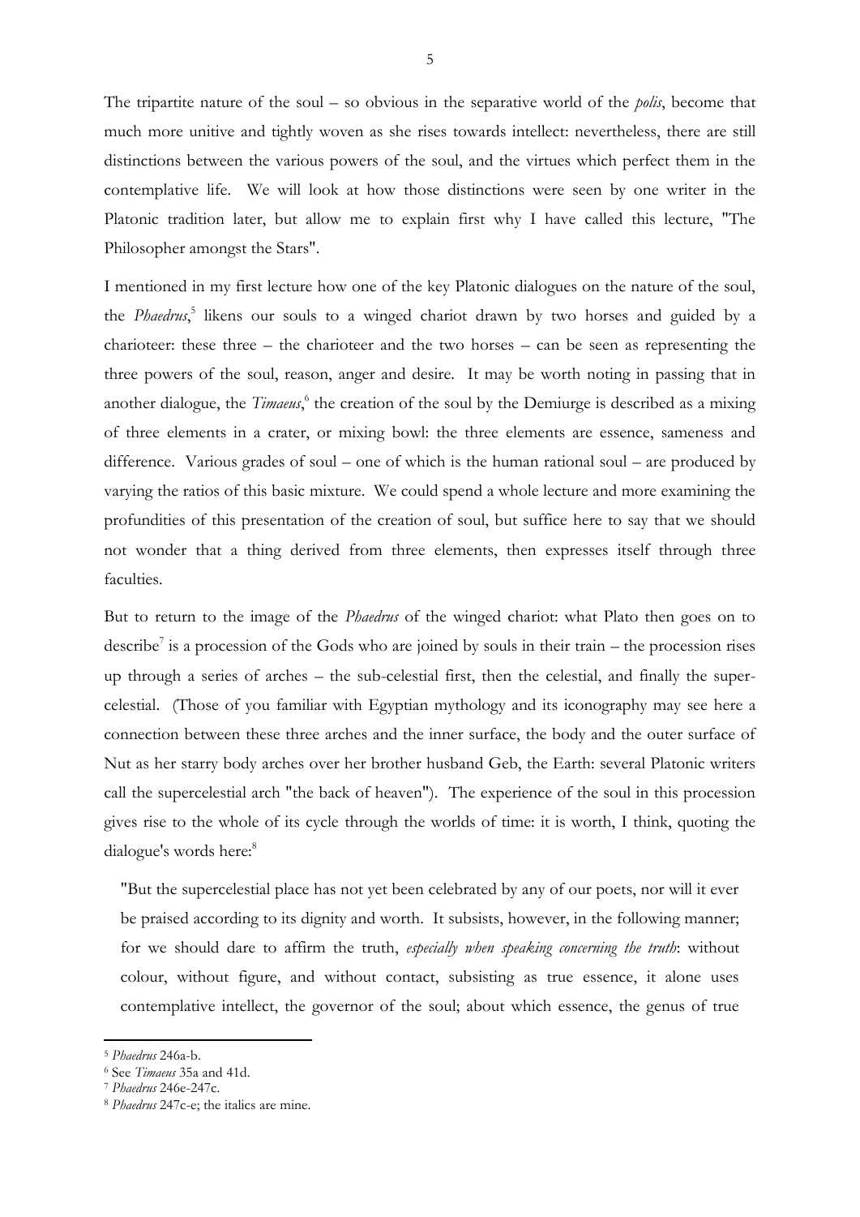The tripartite nature of the soul – so obvious in the separative world of the *polis*, become that much more unitive and tightly woven as she rises towards intellect: nevertheless, there are still distinctions between the various powers of the soul, and the virtues which perfect them in the contemplative life. We will look at how those distinctions were seen by one writer in the Platonic tradition later, but allow me to explain first why I have called this lecture, "The Philosopher amongst the Stars".

I mentioned in my first lecture how one of the key Platonic dialogues on the nature of the soul, the *Phaedrus*,[5] likens our souls to a winged chariot drawn by two horses and guided by a charioteer: these three – the charioteer and the two horses – can be seen as representing the three powers of the soul, reason, anger and desire. It may be worth noting in passing that in another dialogue, the *Timaeus*,[6] the creation of the soul by the Demiurge is described as a mixing of three elements in a crater, or mixing bowl: the three elements are essence, sameness and difference. Various grades of soul – one of which is the human rational soul – are produced by varying the ratios of this basic mixture. We could spend a whole lecture and more examining the profundities of this presentation of the creation of soul, but suffice here to say that we should not wonder that a thing derived from three elements, then expresses itself through three faculties.

But to return to the image of the *Phaedrus* of the winged chariot: what Plato then goes on to describe[7] is a procession of the Gods who are joined by souls in their train – the procession rises up through a series of arches – the sub-celestial first, then the celestial, and finally the super-celestial. (Those of you familiar with Egyptian mythology and its iconography may see here a connection between these three arches and the inner surface, the body and the outer surface of Nut as her starry body arches over her brother husband Geb, the Earth: several Platonic writers call the supercelestial arch "the back of heaven"). The experience of the soul in this procession gives rise to the whole of its cycle through the worlds of time: it is worth, I think, quoting the dialogue's words here:[8]

> "But the supercelestial place has not yet been celebrated by any of our poets, nor will it ever be praised according to its dignity and worth. It subsists, however, in the following manner; for we should dare to affirm the truth, *especially when speaking concerning the truth*: without colour, without figure, and without contact, subsisting as true essence, it alone uses contemplative intellect, the governor of the soul; about which essence, the genus of true

---

[5] *Phaedrus* 246a-b.

[6] See *Timaeus* 35a and 41d.

[7] *Phaedrus* 246e-247c.

[8] *Phaedrus* 247c-e; the italics are mine.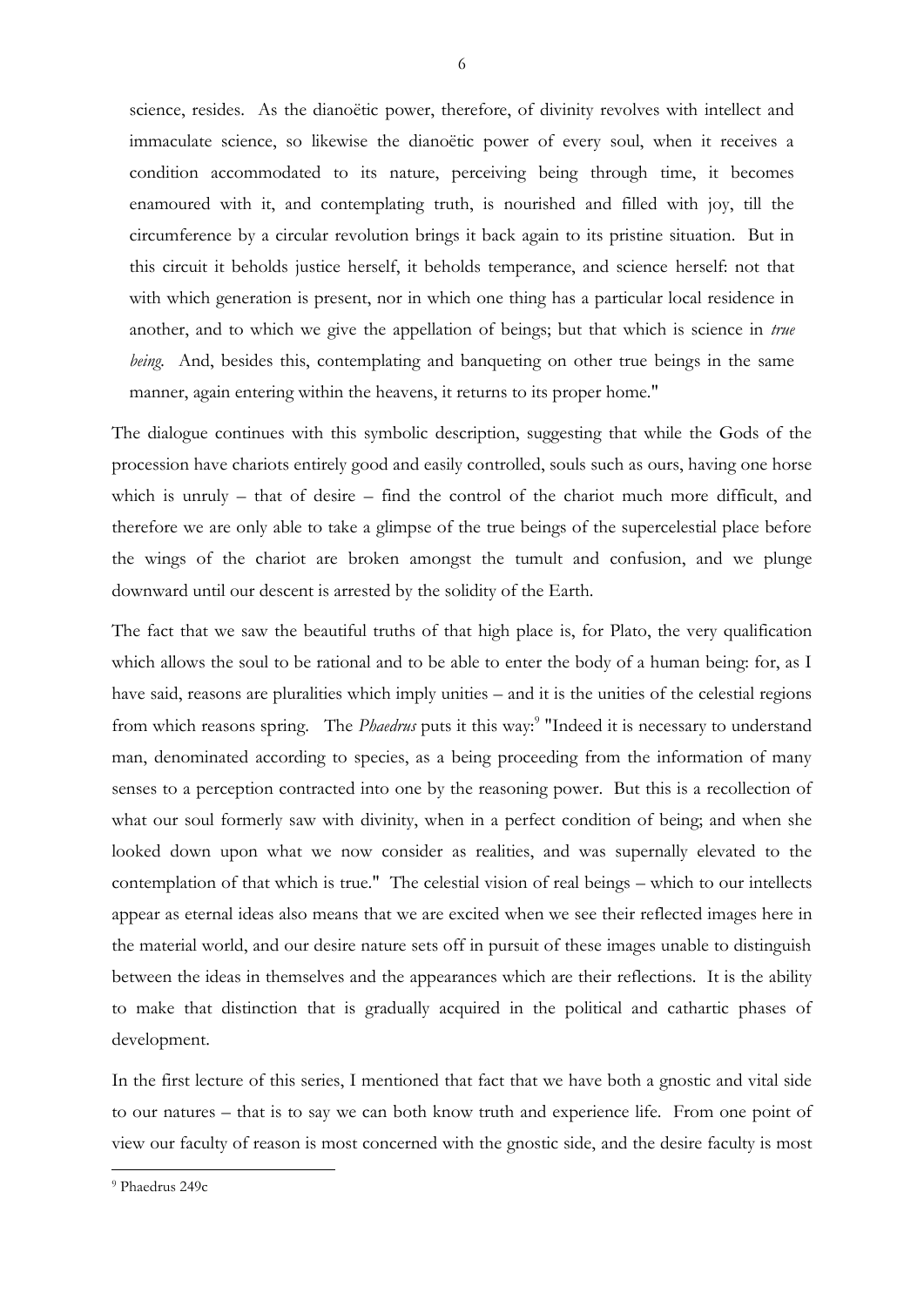science, resides. As the dianoëtic power, therefore, of divinity revolves with intellect and immaculate science, so likewise the dianoëtic power of every soul, when it receives a condition accommodated to its nature, perceiving being through time, it becomes enamoured with it, and contemplating truth, is nourished and filled with joy, till the circumference by a circular revolution brings it back again to its pristine situation. But in this circuit it beholds justice herself, it beholds temperance, and science herself: not that with which generation is present, nor in which one thing has a particular local residence in another, and to which we give the appellation of beings; but that which is science in *true being*. And, besides this, contemplating and banqueting on other true beings in the same manner, again entering within the heavens, it returns to its proper home."

The dialogue continues with this symbolic description, suggesting that while the Gods of the procession have chariots entirely good and easily controlled, souls such as ours, having one horse which is unruly – that of desire – find the control of the chariot much more difficult, and therefore we are only able to take a glimpse of the true beings of the supercelestial place before the wings of the chariot are broken amongst the tumult and confusion, and we plunge downward until our descent is arrested by the solidity of the Earth.

The fact that we saw the beautiful truths of that high place is, for Plato, the very qualification which allows the soul to be rational and to be able to enter the body of a human being: for, as I have said, reasons are pluralities which imply unities – and it is the unities of the celestial regions from which reasons spring. The *Phaedrus* puts it this way:[9] "Indeed it is necessary to understand man, denominated according to species, as a being proceeding from the information of many senses to a perception contracted into one by the reasoning power. But this is a recollection of what our soul formerly saw with divinity, when in a perfect condition of being; and when she looked down upon what we now consider as realities, and was supernally elevated to the contemplation of that which is true." The celestial vision of real beings – which to our intellects appear as eternal ideas also means that we are excited when we see their reflected images here in the material world, and our desire nature sets off in pursuit of these images unable to distinguish between the ideas in themselves and the appearances which are their reflections. It is the ability to make that distinction that is gradually acquired in the political and cathartic phases of development.

In the first lecture of this series, I mentioned that fact that we have both a gnostic and vital side to our natures – that is to say we can both know truth and experience life. From one point of view our faculty of reason is most concerned with the gnostic side, and the desire faculty is most

[9] Phaedrus 249c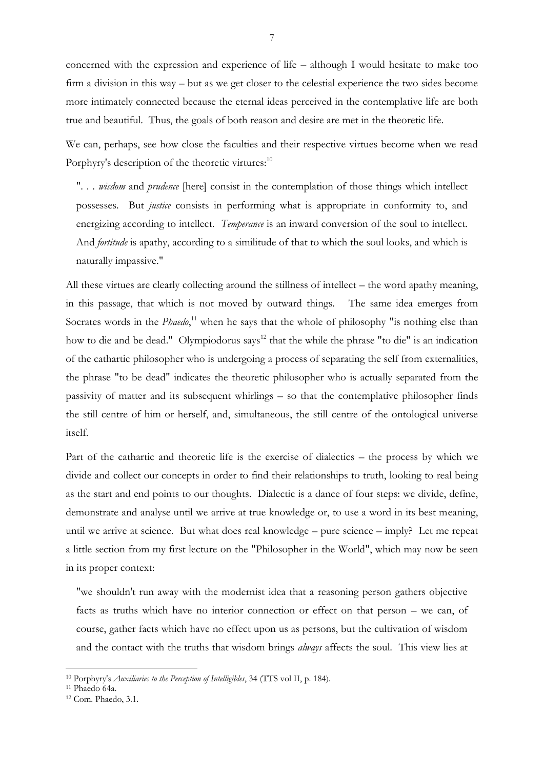concerned with the expression and experience of life – although I would hesitate to make too firm a division in this way – but as we get closer to the celestial experience the two sides become more intimately connected because the eternal ideas perceived in the contemplative life are both true and beautiful. Thus, the goals of both reason and desire are met in the theoretic life.

We can, perhaps, see how close the faculties and their respective virtues become when we read Porphyry's description of the theoretic virtues:[10]

> ". . . *wisdom* and *prudence* [here] consist in the contemplation of those things which intellect possesses. But *justice* consists in performing what is appropriate in conformity to, and energizing according to intellect. *Temperance* is an inward conversion of the soul to intellect. And *fortitude* is apathy, according to a similitude of that to which the soul looks, and which is naturally impassive."

All these virtues are clearly collecting around the stillness of intellect – the word apathy meaning, in this passage, that which is not moved by outward things. The same idea emerges from Socrates words in the *Phaedo*,[11] when he says that the whole of philosophy "is nothing else than how to die and be dead." Olympiodorus says[12] that the while the phrase "to die" is an indication of the cathartic philosopher who is undergoing a process of separating the self from externalities, the phrase "to be dead" indicates the theoretic philosopher who is actually separated from the passivity of matter and its subsequent whirlings – so that the contemplative philosopher finds the still centre of him or herself, and, simultaneous, the still centre of the ontological universe itself.

Part of the cathartic and theoretic life is the exercise of dialectics – the process by which we divide and collect our concepts in order to find their relationships to truth, looking to real being as the start and end points to our thoughts. Dialectic is a dance of four steps: we divide, define, demonstrate and analyse until we arrive at true knowledge or, to use a word in its best meaning, until we arrive at science. But what does real knowledge – pure science – imply? Let me repeat a little section from my first lecture on the "Philosopher in the World", which may now be seen in its proper context:

> "we shouldn't run away with the modernist idea that a reasoning person gathers objective facts as truths which have no interior connection or effect on that person – we can, of course, gather facts which have no effect upon us as persons, but the cultivation of wisdom and the contact with the truths that wisdom brings *always* affects the soul. This view lies at

---

[10] Porphyry's *Auxiliaries to the Perception of Intelligibles*, 34 (TTS vol II, p. 184).

[11] Phaedo 64a.

[12] Com. Phaedo, 3.1.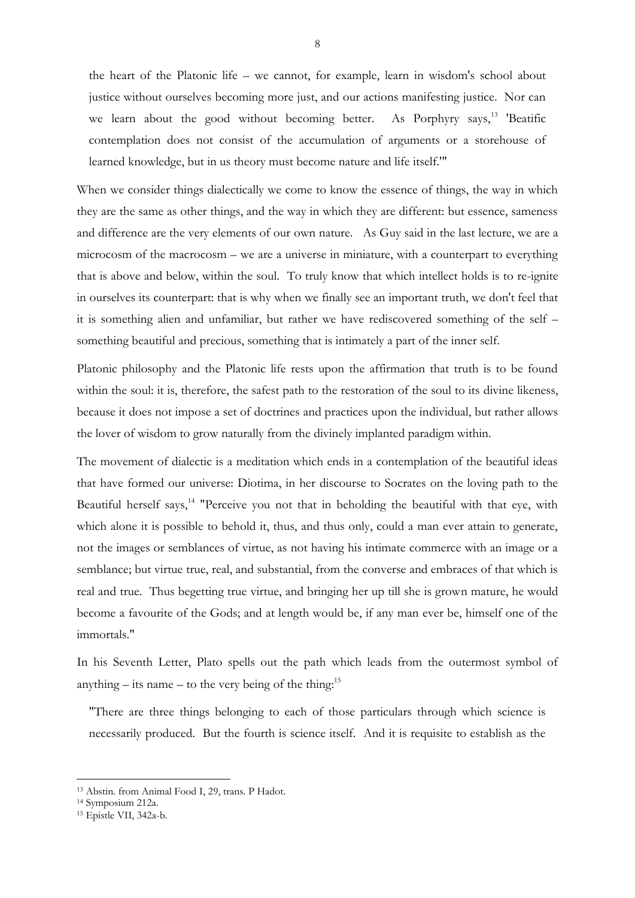> the heart of the Platonic life – we cannot, for example, learn in wisdom's school about justice without ourselves becoming more just, and our actions manifesting justice. Nor can we learn about the good without becoming better. As Porphyry says,[13] 'Beatific contemplation does not consist of the accumulation of arguments or a storehouse of learned knowledge, but in us theory must become nature and life itself.'"

When we consider things dialectically we come to know the essence of things, the way in which they are the same as other things, and the way in which they are different: but essence, sameness and difference are the very elements of our own nature. As Guy said in the last lecture, we are a microcosm of the macrocosm – we are a universe in miniature, with a counterpart to everything that is above and below, within the soul. To truly know that which intellect holds is to re-ignite in ourselves its counterpart: that is why when we finally see an important truth, we don't feel that it is something alien and unfamiliar, but rather we have rediscovered something of the self – something beautiful and precious, something that is intimately a part of the inner self.

Platonic philosophy and the Platonic life rests upon the affirmation that truth is to be found within the soul: it is, therefore, the safest path to the restoration of the soul to its divine likeness, because it does not impose a set of doctrines and practices upon the individual, but rather allows the lover of wisdom to grow naturally from the divinely implanted paradigm within.

The movement of dialectic is a meditation which ends in a contemplation of the beautiful ideas that have formed our universe: Diotima, in her discourse to Socrates on the loving path to the Beautiful herself says,[14] "Perceive you not that in beholding the beautiful with that eye, with which alone it is possible to behold it, thus, and thus only, could a man ever attain to generate, not the images or semblances of virtue, as not having his intimate commerce with an image or a semblance; but virtue true, real, and substantial, from the converse and embraces of that which is real and true. Thus begetting true virtue, and bringing her up till she is grown mature, he would become a favourite of the Gods; and at length would be, if any man ever be, himself one of the immortals."

In his Seventh Letter, Plato spells out the path which leads from the outermost symbol of anything – its name – to the very being of the thing:[15]

> "There are three things belonging to each of those particulars through which science is necessarily produced. But the fourth is science itself. And it is requisite to establish as the

---

[13] Abstin. from Animal Food I, 29, trans. P Hadot.

[14] Symposium 212a.

[15] Epistle VII, 342a-b.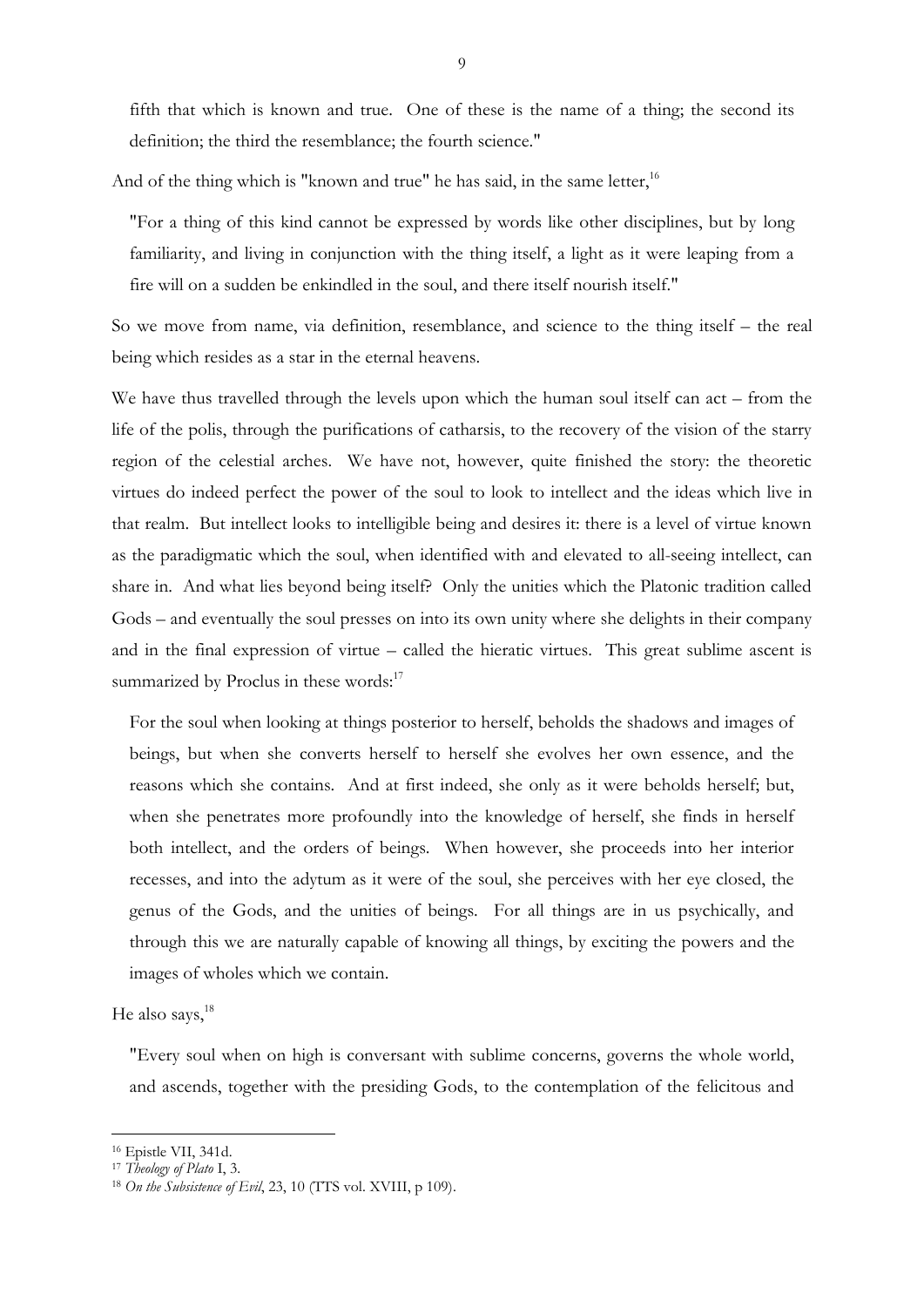fifth that which is known and true. One of these is the name of a thing; the second its definition; the third the resemblance; the fourth science."

And of the thing which is "known and true" he has said, in the same letter,[16]

> "For a thing of this kind cannot be expressed by words like other disciplines, but by long familiarity, and living in conjunction with the thing itself, a light as it were leaping from a fire will on a sudden be enkindled in the soul, and there itself nourish itself."

So we move from name, via definition, resemblance, and science to the thing itself – the real being which resides as a star in the eternal heavens.

We have thus travelled through the levels upon which the human soul itself can act – from the life of the polis, through the purifications of catharsis, to the recovery of the vision of the starry region of the celestial arches. We have not, however, quite finished the story: the theoretic virtues do indeed perfect the power of the soul to look to intellect and the ideas which live in that realm. But intellect looks to intelligible being and desires it: there is a level of virtue known as the paradigmatic which the soul, when identified with and elevated to all-seeing intellect, can share in. And what lies beyond being itself? Only the unities which the Platonic tradition called Gods – and eventually the soul presses on into its own unity where she delights in their company and in the final expression of virtue – called the hieratic virtues. This great sublime ascent is summarized by Proclus in these words:[17]

> For the soul when looking at things posterior to herself, beholds the shadows and images of beings, but when she converts herself to herself she evolves her own essence, and the reasons which she contains. And at first indeed, she only as it were beholds herself; but, when she penetrates more profoundly into the knowledge of herself, she finds in herself both intellect, and the orders of beings. When however, she proceeds into her interior recesses, and into the adytum as it were of the soul, she perceives with her eye closed, the genus of the Gods, and the unities of beings. For all things are in us psychically, and through this we are naturally capable of knowing all things, by exciting the powers and the images of wholes which we contain.

He also says,[18]

> "Every soul when on high is conversant with sublime concerns, governs the whole world, and ascends, together with the presiding Gods, to the contemplation of the felicitous and

---

[16] Epistle VII, 341d.

[17] *Theology of Plato* I, 3.

[18] *On the Subsistence of Evil*, 23, 10 (TTS vol. XVIII, p 109).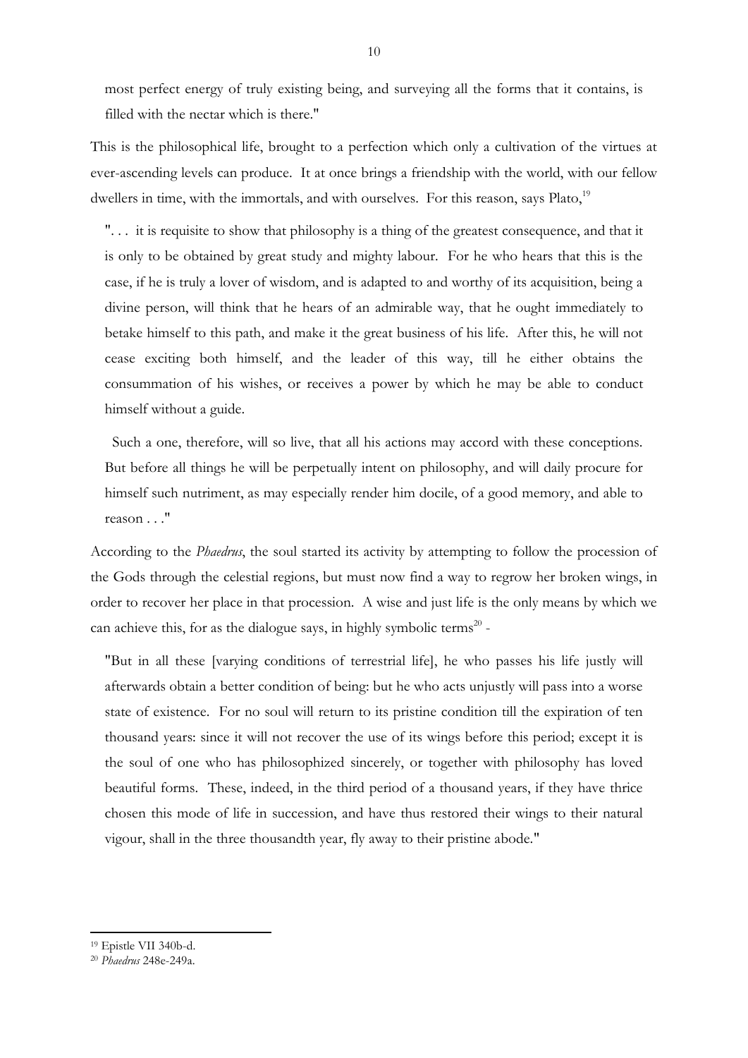most perfect energy of truly existing being, and surveying all the forms that it contains, is filled with the nectar which is there."

This is the philosophical life, brought to a perfection which only a cultivation of the virtues at ever-ascending levels can produce. It at once brings a friendship with the world, with our fellow dwellers in time, with the immortals, and with ourselves. For this reason, says Plato,[19]

> ". . . it is requisite to show that philosophy is a thing of the greatest consequence, and that it is only to be obtained by great study and mighty labour. For he who hears that this is the case, if he is truly a lover of wisdom, and is adapted to and worthy of its acquisition, being a divine person, will think that he hears of an admirable way, that he ought immediately to betake himself to this path, and make it the great business of his life. After this, he will not cease exciting both himself, and the leader of this way, till he either obtains the consummation of his wishes, or receives a power by which he may be able to conduct himself without a guide.
>
> Such a one, therefore, will so live, that all his actions may accord with these conceptions. But before all things he will be perpetually intent on philosophy, and will daily procure for himself such nutriment, as may especially render him docile, of a good memory, and able to reason . . ."

According to the *Phaedrus*, the soul started its activity by attempting to follow the procession of the Gods through the celestial regions, but must now find a way to regrow her broken wings, in order to recover her place in that procession. A wise and just life is the only means by which we can achieve this, for as the dialogue says, in highly symbolic terms[20] -

> "But in all these [varying conditions of terrestrial life], he who passes his life justly will afterwards obtain a better condition of being: but he who acts unjustly will pass into a worse state of existence. For no soul will return to its pristine condition till the expiration of ten thousand years: since it will not recover the use of its wings before this period; except it is the soul of one who has philosophized sincerely, or together with philosophy has loved beautiful forms. These, indeed, in the third period of a thousand years, if they have thrice chosen this mode of life in succession, and have thus restored their wings to their natural vigour, shall in the three thousandth year, fly away to their pristine abode."

---

[19] Epistle VII 340b-d.

[20] *Phaedrus* 248e-249a.